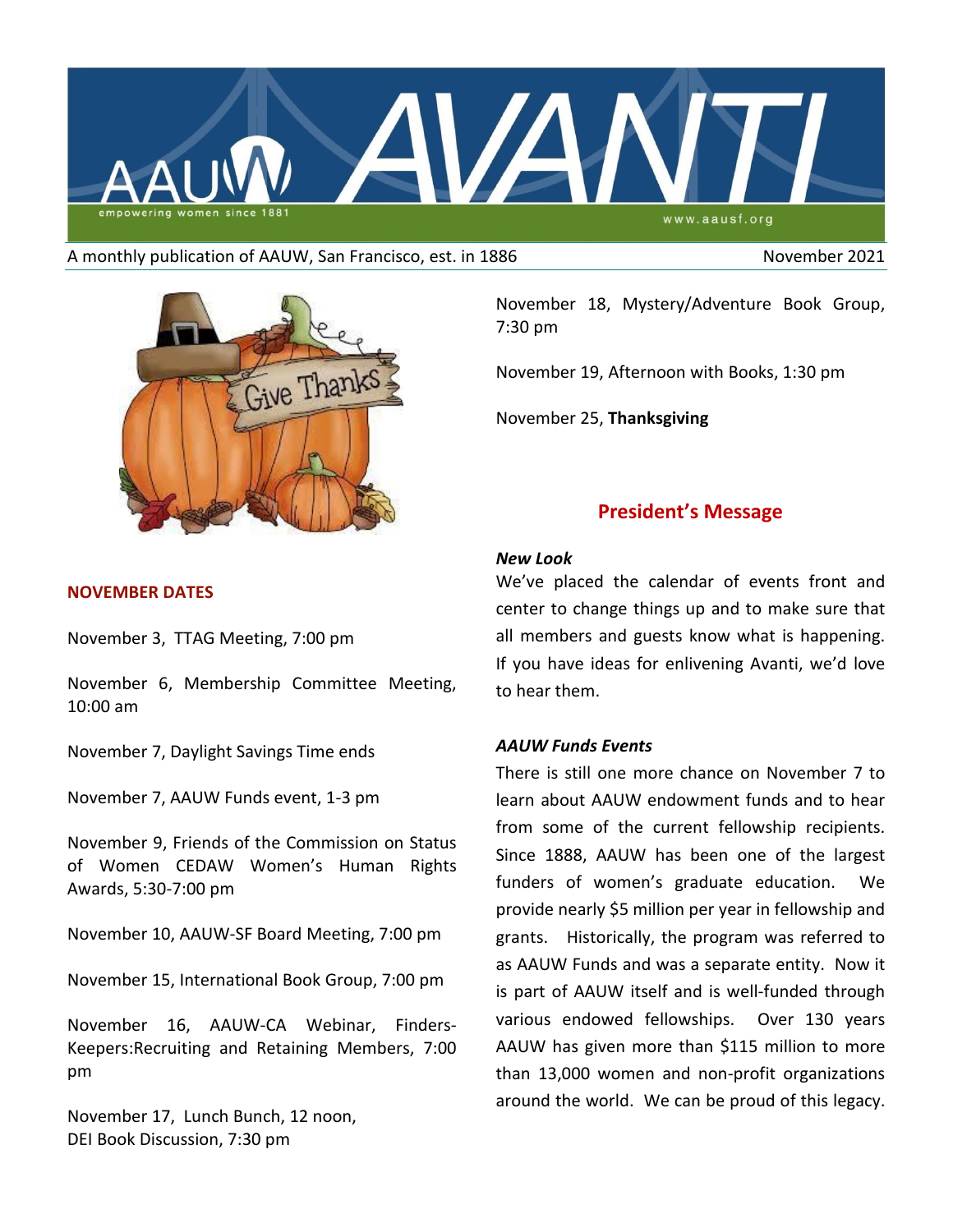# AAUW AVANTI

empowering women since 1881

www.aausf.org

A monthly publication of AAUW, San Francisco, est. in 1886 — November 2021

## NOVEMBER DATES

November 3, TTAG Meeting, 7:00 pm

November 6, Membership Committee Meeting, 10:00 am

November 7, Daylight Savings Time ends

November 7, AAUW Funds event, 1-3 pm

November 9, Friends of the Commission on Status of Women CEDAW Women's Human Rights Awards, 5:30-7:00 pm

November 10, AAUW-SF Board Meeting, 7:00 pm

November 15, International Book Group, 7:00 pm

November 16, AAUW-CA Webinar, Finders-Keepers:Recruiting and Retaining Members, 7:00 pm

November 17, Lunch Bunch, 12 noon,
DEI Book Discussion, 7:30 pm

November 18, Mystery/Adventure Book Group, 7:30 pm

November 19, Afternoon with Books, 1:30 pm

November 25, **Thanksgiving**

## President's Message

***New Look***

We've placed the calendar of events front and center to change things up and to make sure that all members and guests know what is happening. If you have ideas for enlivening Avanti, we'd love to hear them.

***AAUW Funds Events***

There is still one more chance on November 7 to learn about AAUW endowment funds and to hear from some of the current fellowship recipients. Since 1888, AAUW has been one of the largest funders of women's graduate education. We provide nearly $5 million per year in fellowship and grants. Historically, the program was referred to as AAUW Funds and was a separate entity. Now it is part of AAUW itself and is well-funded through various endowed fellowships. Over 130 years AAUW has given more than $115 million to more than 13,000 women and non-profit organizations around the world. We can be proud of this legacy.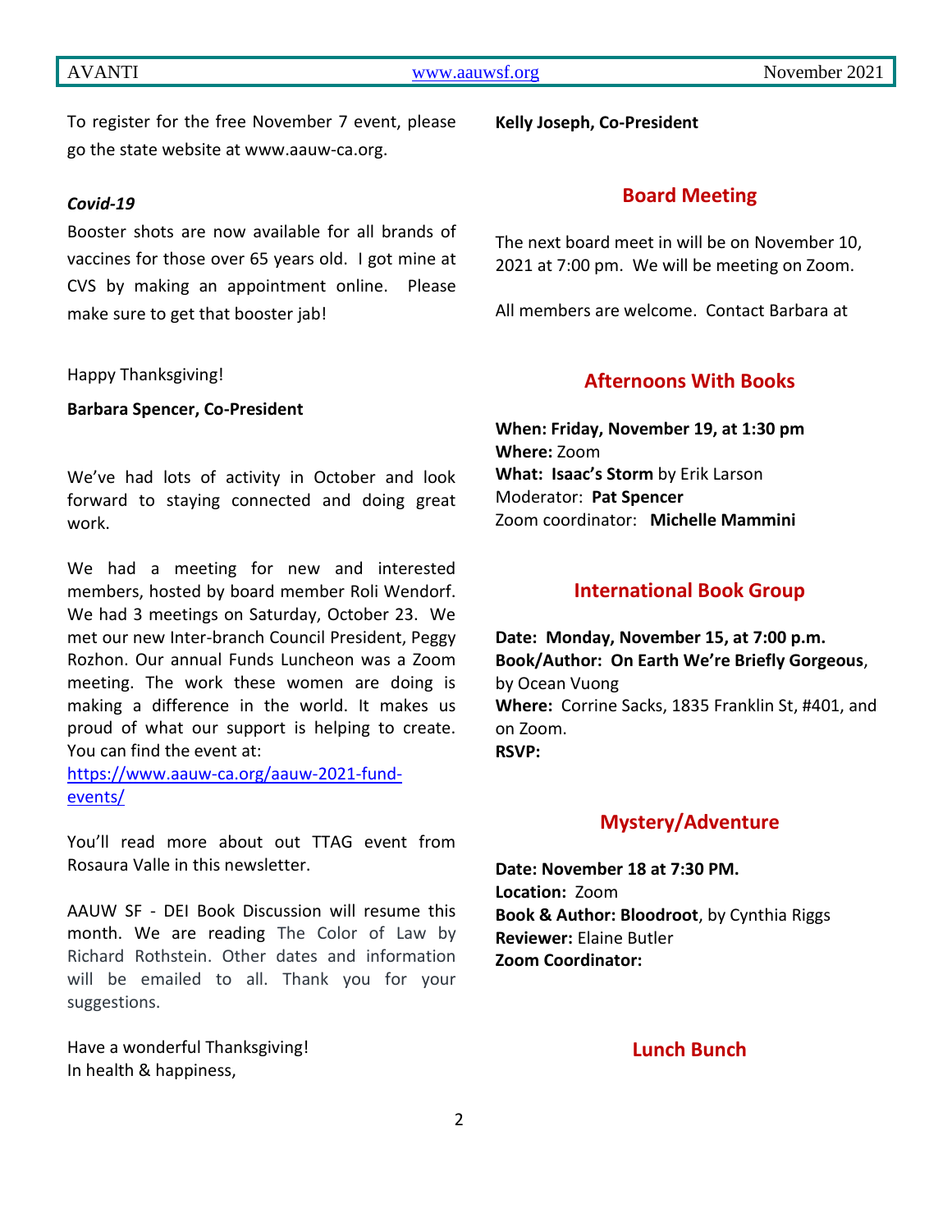To register for the free November 7 event, please go the state website at www.aauw-ca.org.

***Covid-19***

Booster shots are now available for all brands of vaccines for those over 65 years old. I got mine at CVS by making an appointment online. Please make sure to get that booster jab!

Happy Thanksgiving!

**Barbara Spencer, Co-President**

We've had lots of activity in October and look forward to staying connected and doing great work.

We had a meeting for new and interested members, hosted by board member Roli Wendorf. We had 3 meetings on Saturday, October 23. We met our new Inter-branch Council President, Peggy Rozhon. Our annual Funds Luncheon was a Zoom meeting. The work these women are doing is making a difference in the world. It makes us proud of what our support is helping to create. You can find the event at: https://www.aauw-ca.org/aauw-2021-fund-events/

You'll read more about out TTAG event from Rosaura Valle in this newsletter.

AAUW SF - DEI Book Discussion will resume this month. We are reading The Color of Law by Richard Rothstein. Other dates and information will be emailed to all. Thank you for your suggestions.

Have a wonderful Thanksgiving!
In health & happiness,

**Kelly Joseph, Co-President**

## Board Meeting

The next board meet in will be on November 10, 2021 at 7:00 pm. We will be meeting on Zoom.

All members are welcome. Contact Barbara at

## Afternoons With Books

**When: Friday, November 19, at 1:30 pm**
**Where:** Zoom
**What: Isaac's Storm** by Erik Larson
Moderator: **Pat Spencer**
Zoom coordinator: **Michelle Mammini**

## International Book Group

**Date: Monday, November 15, at 7:00 p.m.**
**Book/Author: On Earth We're Briefly Gorgeous**, by Ocean Vuong
**Where:** Corrine Sacks, 1835 Franklin St, #401, and on Zoom.
**RSVP:**

## Mystery/Adventure

**Date: November 18 at 7:30 PM.**
**Location:** Zoom
**Book & Author: Bloodroot**, by Cynthia Riggs
**Reviewer:** Elaine Butler
**Zoom Coordinator:**

## Lunch Bunch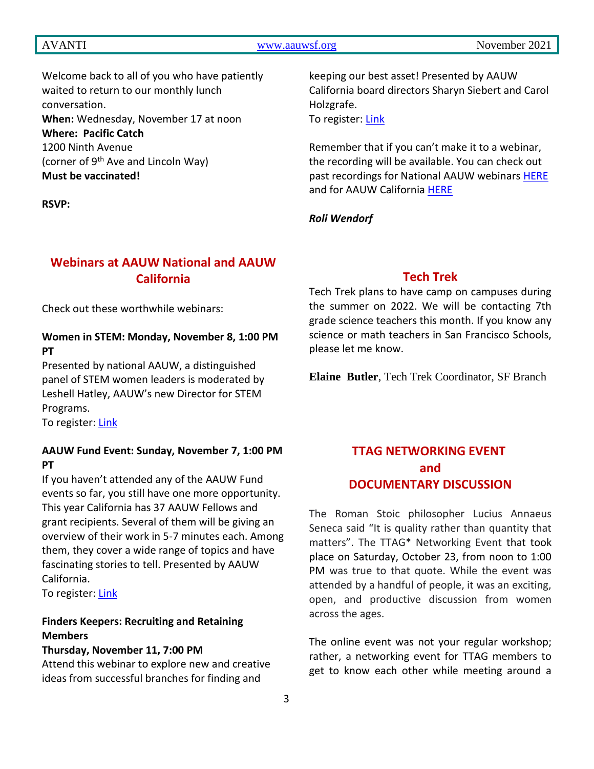Welcome back to all of you who have patiently waited to return to our monthly lunch conversation.
**When:** Wednesday, November 17 at noon
**Where: Pacific Catch**
1200 Ninth Avenue
(corner of 9th Ave and Lincoln Way)
**Must be vaccinated!**

**RSVP:**

## Webinars at AAUW National and AAUW California

Check out these worthwhile webinars:

**Women in STEM: Monday, November 8, 1:00 PM PT**
Presented by national AAUW, a distinguished panel of STEM women leaders is moderated by Leshell Hatley, AAUW's new Director for STEM Programs.
To register: Link

**AAUW Fund Event: Sunday, November 7, 1:00 PM PT**
If you haven't attended any of the AAUW Fund events so far, you still have one more opportunity. This year California has 37 AAUW Fellows and grant recipients. Several of them will be giving an overview of their work in 5-7 minutes each. Among them, they cover a wide range of topics and have fascinating stories to tell. Presented by AAUW California.
To register: Link

**Finders Keepers: Recruiting and Retaining Members**
**Thursday, November 11, 7:00 PM**
Attend this webinar to explore new and creative ideas from successful branches for finding and keeping our best asset! Presented by AAUW California board directors Sharyn Siebert and Carol Holzgrafe.
To register: Link

Remember that if you can't make it to a webinar, the recording will be available. You can check out past recordings for National AAUW webinars HERE and for AAUW California HERE

***Roli Wendorf***

## Tech Trek

Tech Trek plans to have camp on campuses during the summer on 2022. We will be contacting 7th grade science teachers this month. If you know any science or math teachers in San Francisco Schools, please let me know.

**Elaine Butler**, Tech Trek Coordinator, SF Branch

## TTAG NETWORKING EVENT and DOCUMENTARY DISCUSSION

The Roman Stoic philosopher Lucius Annaeus Seneca said "It is quality rather than quantity that matters". The TTAG* Networking Event that took place on Saturday, October 23, from noon to 1:00 PM was true to that quote. While the event was attended by a handful of people, it was an exciting, open, and productive discussion from women across the ages.

The online event was not your regular workshop; rather, a networking event for TTAG members to get to know each other while meeting around a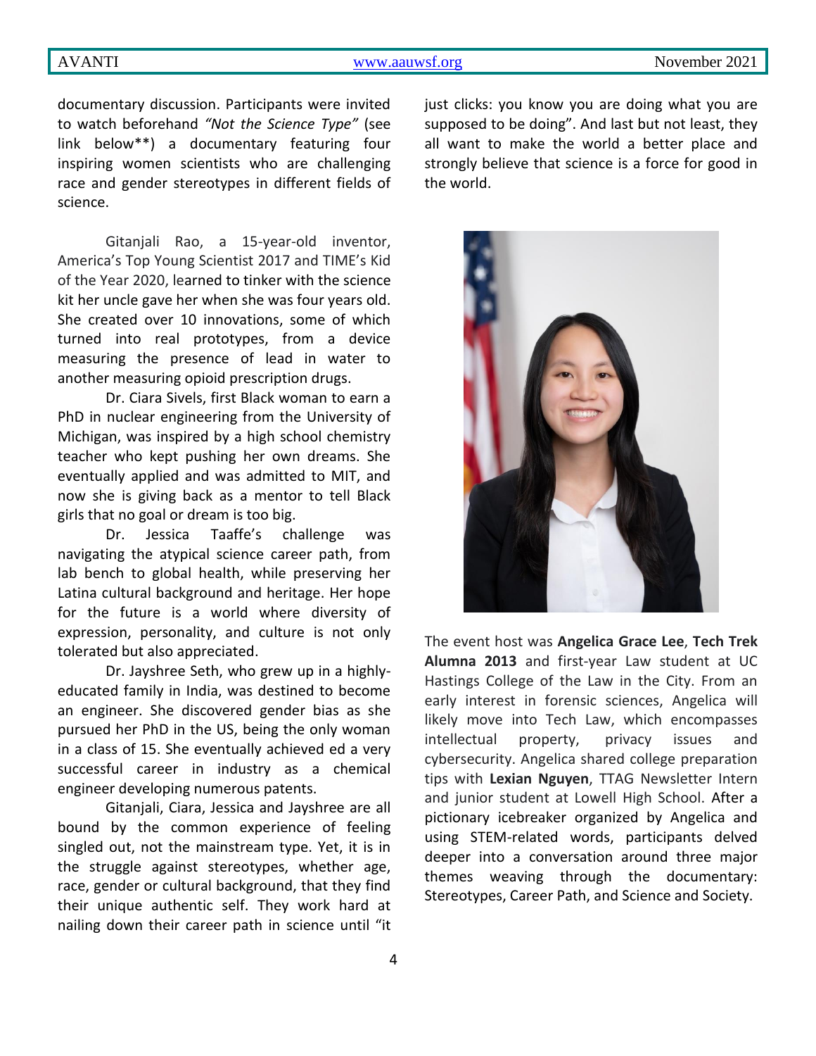documentary discussion. Participants were invited to watch beforehand *"Not the Science Type"* (see link below**) a documentary featuring four inspiring women scientists who are challenging race and gender stereotypes in different fields of science.

Gitanjali Rao, a 15-year-old inventor, America's Top Young Scientist 2017 and TIME's Kid of the Year 2020, learned to tinker with the science kit her uncle gave her when she was four years old. She created over 10 innovations, some of which turned into real prototypes, from a device measuring the presence of lead in water to another measuring opioid prescription drugs.

Dr. Ciara Sivels, first Black woman to earn a PhD in nuclear engineering from the University of Michigan, was inspired by a high school chemistry teacher who kept pushing her own dreams. She eventually applied and was admitted to MIT, and now she is giving back as a mentor to tell Black girls that no goal or dream is too big.

Dr. Jessica Taaffe's challenge was navigating the atypical science career path, from lab bench to global health, while preserving her Latina cultural background and heritage. Her hope for the future is a world where diversity of expression, personality, and culture is not only tolerated but also appreciated.

Dr. Jayshree Seth, who grew up in a highly-educated family in India, was destined to become an engineer. She discovered gender bias as she pursued her PhD in the US, being the only woman in a class of 15. She eventually achieved ed a very successful career in industry as a chemical engineer developing numerous patents.

Gitanjali, Ciara, Jessica and Jayshree are all bound by the common experience of feeling singled out, not the mainstream type. Yet, it is in the struggle against stereotypes, whether age, race, gender or cultural background, that they find their unique authentic self. They work hard at nailing down their career path in science until "it just clicks: you know you are doing what you are supposed to be doing". And last but not least, they all want to make the world a better place and strongly believe that science is a force for good in the world.

The event host was **Angelica Grace Lee**, **Tech Trek Alumna 2013** and first-year Law student at UC Hastings College of the Law in the City. From an early interest in forensic sciences, Angelica will likely move into Tech Law, which encompasses intellectual property, privacy issues and cybersecurity. Angelica shared college preparation tips with **Lexian Nguyen**, TTAG Newsletter Intern and junior student at Lowell High School. After a pictionary icebreaker organized by Angelica and using STEM-related words, participants delved deeper into a conversation around three major themes weaving through the documentary: Stereotypes, Career Path, and Science and Society.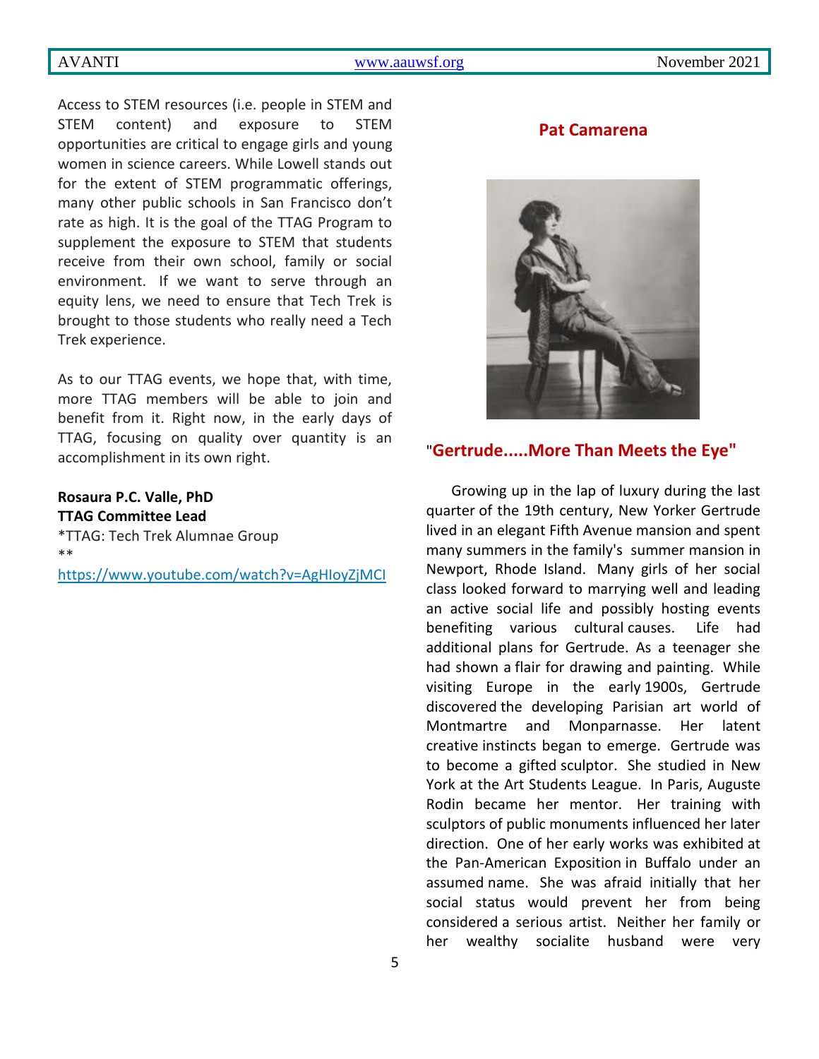Access to STEM resources (i.e. people in STEM and STEM content) and exposure to STEM opportunities are critical to engage girls and young women in science careers. While Lowell stands out for the extent of STEM programmatic offerings, many other public schools in San Francisco don't rate as high. It is the goal of the TTAG Program to supplement the exposure to STEM that students receive from their own school, family or social environment. If we want to serve through an equity lens, we need to ensure that Tech Trek is brought to those students who really need a Tech Trek experience.

As to our TTAG events, we hope that, with time, more TTAG members will be able to join and benefit from it. Right now, in the early days of TTAG, focusing on quality over quantity is an accomplishment in its own right.

**Rosaura P.C. Valle, PhD**
**TTAG Committee Lead**
*TTAG: Tech Trek Alumnae Group
**
https://www.youtube.com/watch?v=AgHIoyZjMCI

**Pat Camarena**

## "Gertrude.....More Than Meets the Eye"

Growing up in the lap of luxury during the last quarter of the 19th century, New Yorker Gertrude lived in an elegant Fifth Avenue mansion and spent many summers in the family's summer mansion in Newport, Rhode Island. Many girls of her social class looked forward to marrying well and leading an active social life and possibly hosting events benefiting various cultural causes. Life had additional plans for Gertrude. As a teenager she had shown a flair for drawing and painting. While visiting Europe in the early 1900s, Gertrude discovered the developing Parisian art world of Montmartre and Monparnasse. Her latent creative instincts began to emerge. Gertrude was to become a gifted sculptor. She studied in New York at the Art Students League. In Paris, Auguste Rodin became her mentor. Her training with sculptors of public monuments influenced her later direction. One of her early works was exhibited at the Pan-American Exposition in Buffalo under an assumed name. She was afraid initially that her social status would prevent her from being considered a serious artist. Neither her family or her wealthy socialite husband were very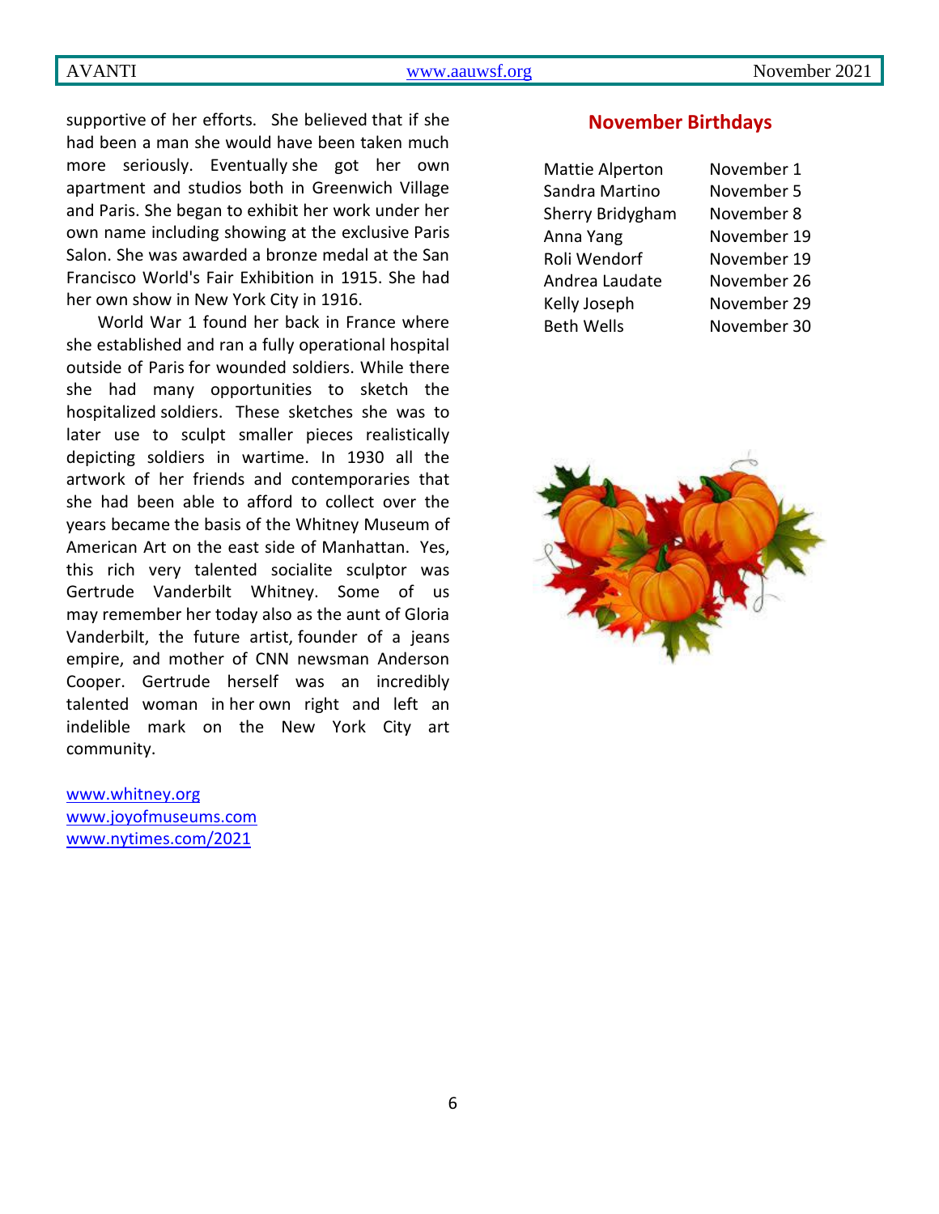supportive of her efforts. She believed that if she had been a man she would have been taken much more seriously. Eventually she got her own apartment and studios both in Greenwich Village and Paris. She began to exhibit her work under her own name including showing at the exclusive Paris Salon. She was awarded a bronze medal at the San Francisco World's Fair Exhibition in 1915. She had her own show in New York City in 1916.

World War 1 found her back in France where she established and ran a fully operational hospital outside of Paris for wounded soldiers. While there she had many opportunities to sketch the hospitalized soldiers. These sketches she was to later use to sculpt smaller pieces realistically depicting soldiers in wartime. In 1930 all the artwork of her friends and contemporaries that she had been able to afford to collect over the years became the basis of the Whitney Museum of American Art on the east side of Manhattan. Yes, this rich very talented socialite sculptor was Gertrude Vanderbilt Whitney. Some of us may remember her today also as the aunt of Gloria Vanderbilt, the future artist, founder of a jeans empire, and mother of CNN newsman Anderson Cooper. Gertrude herself was an incredibly talented woman in her own right and left an indelible mark on the New York City art community.

www.whitney.org
www.joyofmuseums.com
www.nytimes.com/2021

## November Birthdays

| | |
|---|---|
| Mattie Alperton | November 1 |
| Sandra Martino | November 5 |
| Sherry Bridygham | November 8 |
| Anna Yang | November 19 |
| Roli Wendorf | November 19 |
| Andrea Laudate | November 26 |
| Kelly Joseph | November 29 |
| Beth Wells | November 30 |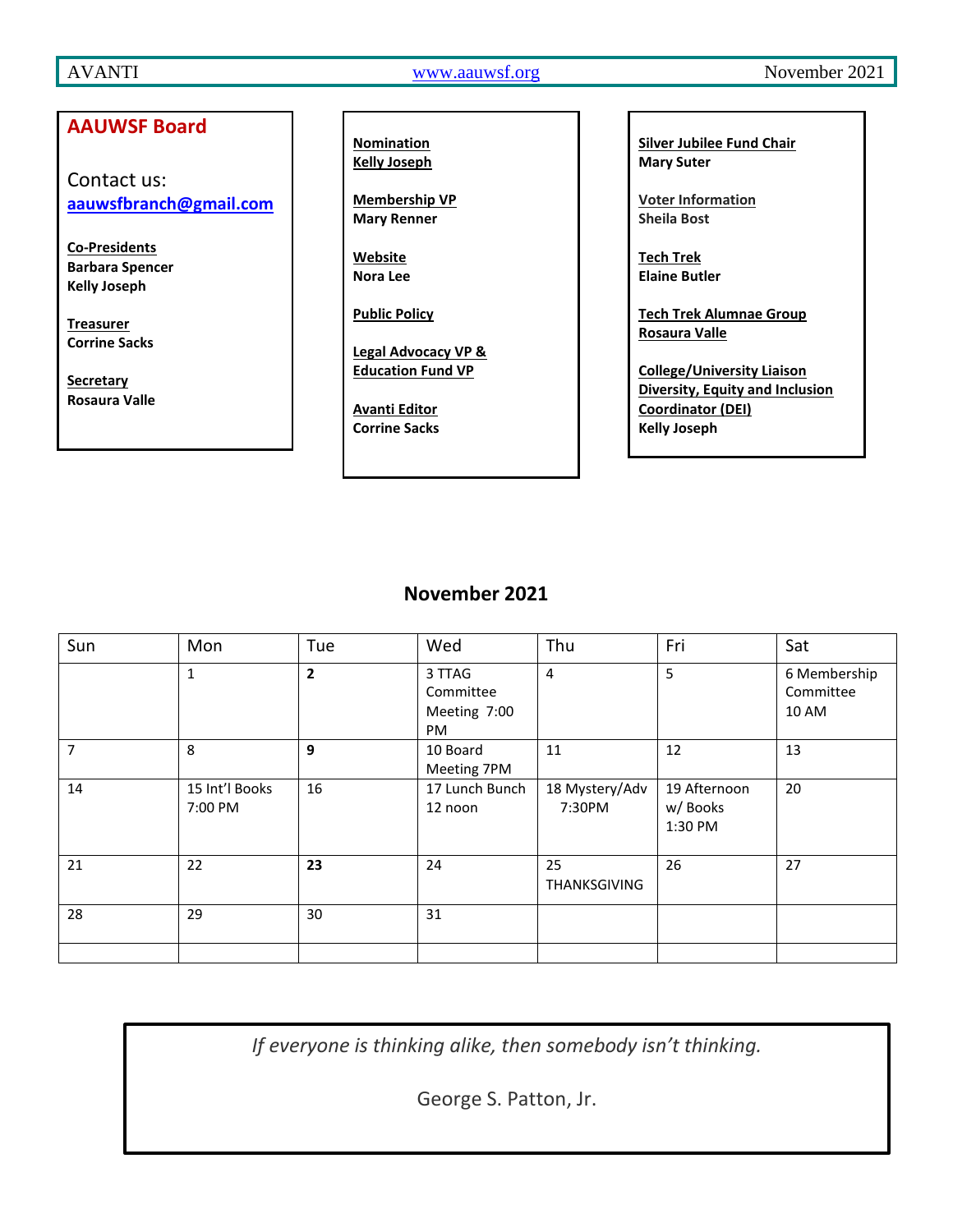## AAUWSF Board

Contact us:
**aauwsfbranch@gmail.com**

**Co-Presidents**
**Barbara Spencer**
**Kelly Joseph**

**Treasurer**
**Corrine Sacks**

**Secretary**
**Rosaura Valle**

**Nomination**
**Kelly Joseph**

**Membership VP**
**Mary Renner**

**Website**
**Nora Lee**

**Public Policy**

**Legal Advocacy VP &**
**Education Fund VP**

**Avanti Editor**
**Corrine Sacks**

**Silver Jubilee Fund Chair**
**Mary Suter**

**Voter Information**
**Sheila Bost**

**Tech Trek**
**Elaine Butler**

**Tech Trek Alumnae Group**
**Rosaura Valle**

**College/University Liaison**
**Diversity, Equity and Inclusion**
**Coordinator (DEI)**
**Kelly Joseph**

## November 2021

| Sun | Mon | Tue | Wed | Thu | Fri | Sat |
|---|---|---|---|---|---|---|
| | 1 | **2** | 3 TTAG Committee Meeting 7:00 PM | 4 | 5 | 6 Membership Committee 10 AM |
| 7 | 8 | **9** | 10 Board Meeting 7PM | 11 | 12 | 13 |
| 14 | 15 Int'l Books 7:00 PM | 16 | 17 Lunch Bunch 12 noon | 18 Mystery/Adv 7:30PM | 19 Afternoon w/ Books 1:30 PM | 20 |
| 21 | 22 | **23** | 24 | 25 THANKSGIVING | 26 | 27 |
| 28 | 29 | 30 | 31 | | | |
| | | | | | | |

*If everyone is thinking alike, then somebody isn't thinking.*

George S. Patton, Jr.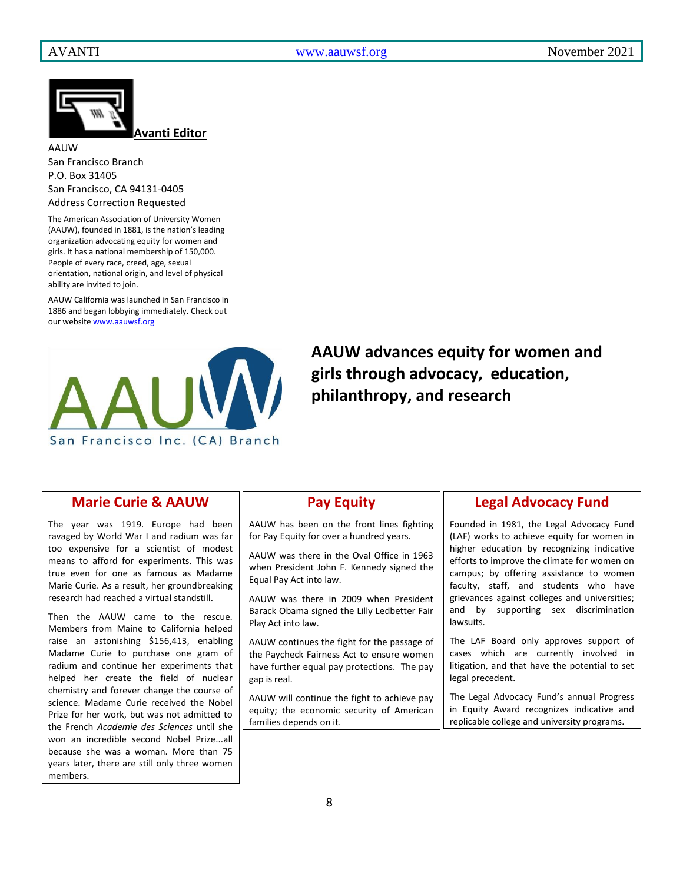**Avanti Editor**

AAUW
San Francisco Branch
P.O. Box 31405
San Francisco, CA 94131-0405
Address Correction Requested

The American Association of University Women (AAUW), founded in 1881, is the nation's leading organization advocating equity for women and girls. It has a national membership of 150,000. People of every race, creed, age, sexual orientation, national origin, and level of physical ability are invited to join.

AAUW California was launched in San Francisco in 1886 and began lobbying immediately. Check out our website www.aauwsf.org

San Francisco Inc. (CA) Branch

## AAUW advances equity for women and girls through advocacy, education, philanthropy, and research

## Marie Curie & AAUW

The year was 1919. Europe had been ravaged by World War I and radium was far too expensive for a scientist of modest means to afford for experiments. This was true even for one as famous as Madame Marie Curie. As a result, her groundbreaking research had reached a virtual standstill.

Then the AAUW came to the rescue. Members from Maine to California helped raise an astonishing $156,413, enabling Madame Curie to purchase one gram of radium and continue her experiments that helped her create the field of nuclear chemistry and forever change the course of science. Madame Curie received the Nobel Prize for her work, but was not admitted to the French *Academie des Sciences* until she won an incredible second Nobel Prize...all because she was a woman. More than 75 years later, there are still only three women members.

## Pay Equity

AAUW has been on the front lines fighting for Pay Equity for over a hundred years.

AAUW was there in the Oval Office in 1963 when President John F. Kennedy signed the Equal Pay Act into law.

AAUW was there in 2009 when President Barack Obama signed the Lilly Ledbetter Fair Play Act into law.

AAUW continues the fight for the passage of the Paycheck Fairness Act to ensure women have further equal pay protections. The pay gap is real.

AAUW will continue the fight to achieve pay equity; the economic security of American families depends on it.

## Legal Advocacy Fund

Founded in 1981, the Legal Advocacy Fund (LAF) works to achieve equity for women in higher education by recognizing indicative efforts to improve the climate for women on campus; by offering assistance to women faculty, staff, and students who have grievances against colleges and universities; and by supporting sex discrimination lawsuits.

The LAF Board only approves support of cases which are currently involved in litigation, and that have the potential to set legal precedent.

The Legal Advocacy Fund's annual Progress in Equity Award recognizes indicative and replicable college and university programs.